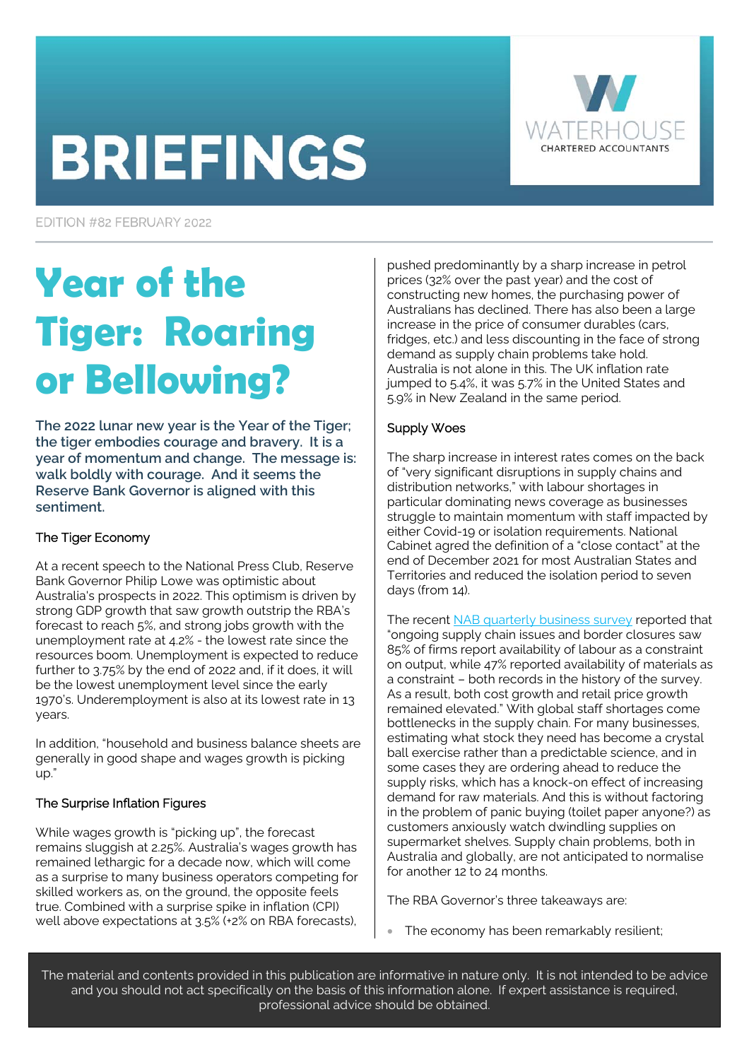# BRIEFINGS

WATERHOUSE
CHARTERED ACCOUNTANTS

EDITION #82 FEBRUARY 2022

# Year of the Tiger: Roaring or Bellowing?

**The 2022 lunar new year is the Year of the Tiger; the tiger embodies courage and bravery. It is a year of momentum and change. The message is: walk boldly with courage. And it seems the Reserve Bank Governor is aligned with this sentiment.**

## The Tiger Economy

At a recent speech to the National Press Club, Reserve Bank Governor Philip Lowe was optimistic about Australia's prospects in 2022. This optimism is driven by strong GDP growth that saw growth outstrip the RBA's forecast to reach 5%, and strong jobs growth with the unemployment rate at 4.2% - the lowest rate since the resources boom. Unemployment is expected to reduce further to 3.75% by the end of 2022 and, if it does, it will be the lowest unemployment level since the early 1970's. Underemployment is also at its lowest rate in 13 years.

In addition, "household and business balance sheets are generally in good shape and wages growth is picking up."

## The Surprise Inflation Figures

While wages growth is "picking up", the forecast remains sluggish at 2.25%. Australia's wages growth has remained lethargic for a decade now, which will come as a surprise to many business operators competing for skilled workers as, on the ground, the opposite feels true. Combined with a surprise spike in inflation (CPI) well above expectations at 3.5% (+2% on RBA forecasts), pushed predominantly by a sharp increase in petrol prices (32% over the past year) and the cost of constructing new homes, the purchasing power of Australians has declined. There has also been a large increase in the price of consumer durables (cars, fridges, etc.) and less discounting in the face of strong demand as supply chain problems take hold. Australia is not alone in this. The UK inflation rate jumped to 5.4%, it was 5.7% in the United States and 5.9% in New Zealand in the same period.

## Supply Woes

The sharp increase in interest rates comes on the back of "very significant disruptions in supply chains and distribution networks," with labour shortages in particular dominating news coverage as businesses struggle to maintain momentum with staff impacted by either Covid-19 or isolation requirements. National Cabinet agred the definition of a "close contact" at the end of December 2021 for most Australian States and Territories and reduced the isolation period to seven days (from 14).

The recent NAB quarterly business survey reported that "ongoing supply chain issues and border closures saw 85% of firms report availability of labour as a constraint on output, while 47% reported availability of materials as a constraint – both records in the history of the survey. As a result, both cost growth and retail price growth remained elevated." With global staff shortages come bottlenecks in the supply chain. For many businesses, estimating what stock they need has become a crystal ball exercise rather than a predictable science, and in some cases they are ordering ahead to reduce the supply risks, which has a knock-on effect of increasing demand for raw materials. And this is without factoring in the problem of panic buying (toilet paper anyone?) as customers anxiously watch dwindling supplies on supermarket shelves. Supply chain problems, both in Australia and globally, are not anticipated to normalise for another 12 to 24 months.

The RBA Governor's three takeaways are:

- The economy has been remarkably resilient;

The material and contents provided in this publication are informative in nature only. It is not intended to be advice and you should not act specifically on the basis of this information alone. If expert assistance is required, professional advice should be obtained.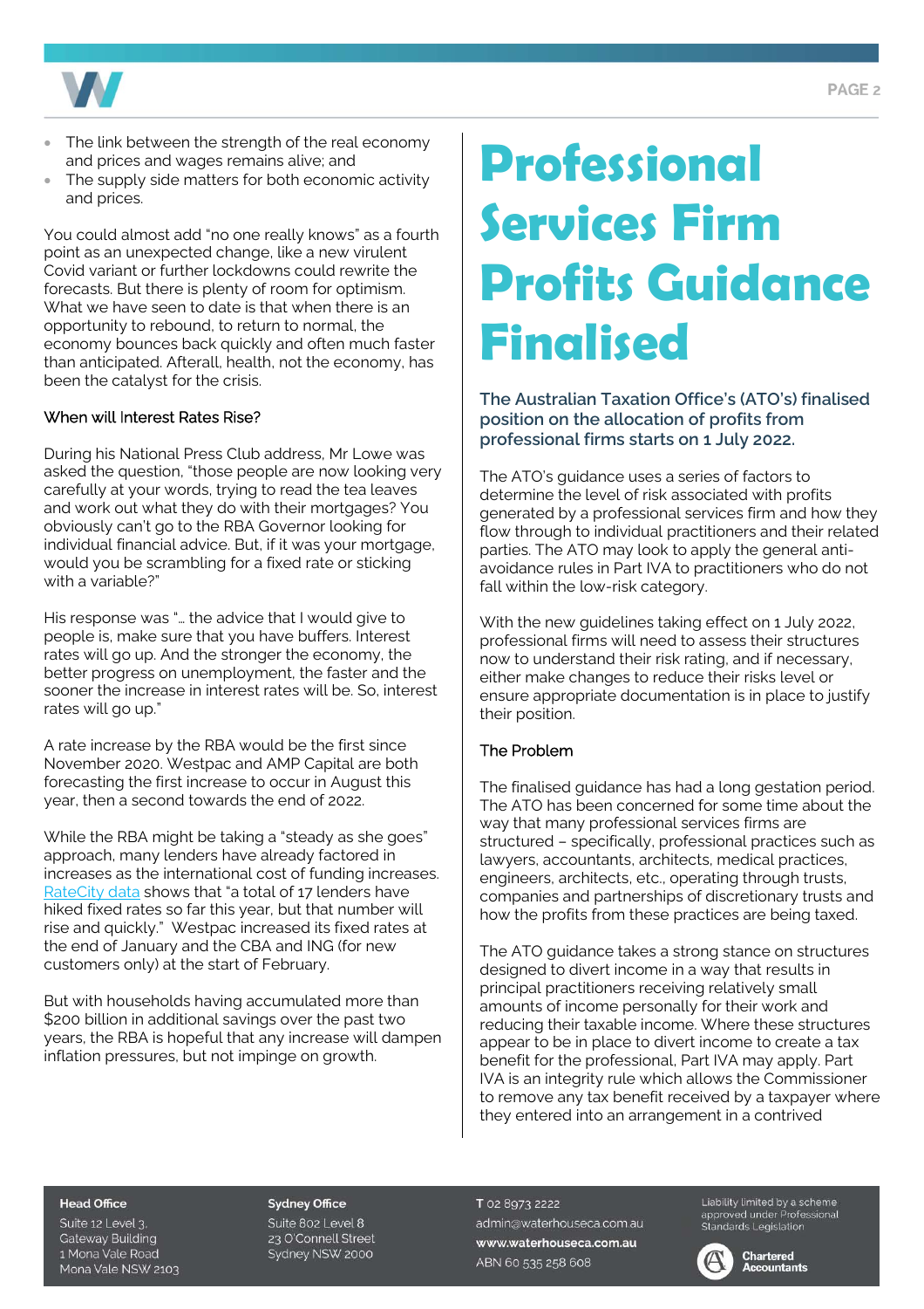- The link between the strength of the real economy and prices and wages remains alive; and
- The supply side matters for both economic activity and prices.

You could almost add "no one really knows" as a fourth point as an unexpected change, like a new virulent Covid variant or further lockdowns could rewrite the forecasts. But there is plenty of room for optimism. What we have seen to date is that when there is an opportunity to rebound, to return to normal, the economy bounces back quickly and often much faster than anticipated. Afterall, health, not the economy, has been the catalyst for the crisis.

### When will Interest Rates Rise?

During his National Press Club address, Mr Lowe was asked the question, "those people are now looking very carefully at your words, trying to read the tea leaves and work out what they do with their mortgages? You obviously can't go to the RBA Governor looking for individual financial advice. But, if it was your mortgage, would you be scrambling for a fixed rate or sticking with a variable?"

His response was "… the advice that I would give to people is, make sure that you have buffers. Interest rates will go up. And the stronger the economy, the better progress on unemployment, the faster and the sooner the increase in interest rates will be. So, interest rates will go up."

A rate increase by the RBA would be the first since November 2020. Westpac and AMP Capital are both forecasting the first increase to occur in August this year, then a second towards the end of 2022.

While the RBA might be taking a "steady as she goes" approach, many lenders have already factored in increases as the international cost of funding increases. RateCity data shows that "a total of 17 lenders have hiked fixed rates so far this year, but that number will rise and quickly." Westpac increased its fixed rates at the end of January and the CBA and ING (for new customers only) at the start of February.

But with households having accumulated more than $200 billion in additional savings over the past two years, the RBA is hopeful that any increase will dampen inflation pressures, but not impinge on growth.

# Professional Services Firm Profits Guidance Finalised

**The Australian Taxation Office's (ATO's) finalised position on the allocation of profits from professional firms starts on 1 July 2022.**

The ATO's guidance uses a series of factors to determine the level of risk associated with profits generated by a professional services firm and how they flow through to individual practitioners and their related parties. The ATO may look to apply the general anti-avoidance rules in Part IVA to practitioners who do not fall within the low-risk category.

With the new guidelines taking effect on 1 July 2022, professional firms will need to assess their structures now to understand their risk rating, and if necessary, either make changes to reduce their risks level or ensure appropriate documentation is in place to justify their position.

### The Problem

The finalised guidance has had a long gestation period. The ATO has been concerned for some time about the way that many professional services firms are structured – specifically, professional practices such as lawyers, accountants, architects, medical practices, engineers, architects, etc., operating through trusts, companies and partnerships of discretionary trusts and how the profits from these practices are being taxed.

The ATO guidance takes a strong stance on structures designed to divert income in a way that results in principal practitioners receiving relatively small amounts of income personally for their work and reducing their taxable income. Where these structures appear to be in place to divert income to create a tax benefit for the professional, Part IVA may apply. Part IVA is an integrity rule which allows the Commissioner to remove any tax benefit received by a taxpayer where they entered into an arrangement in a contrived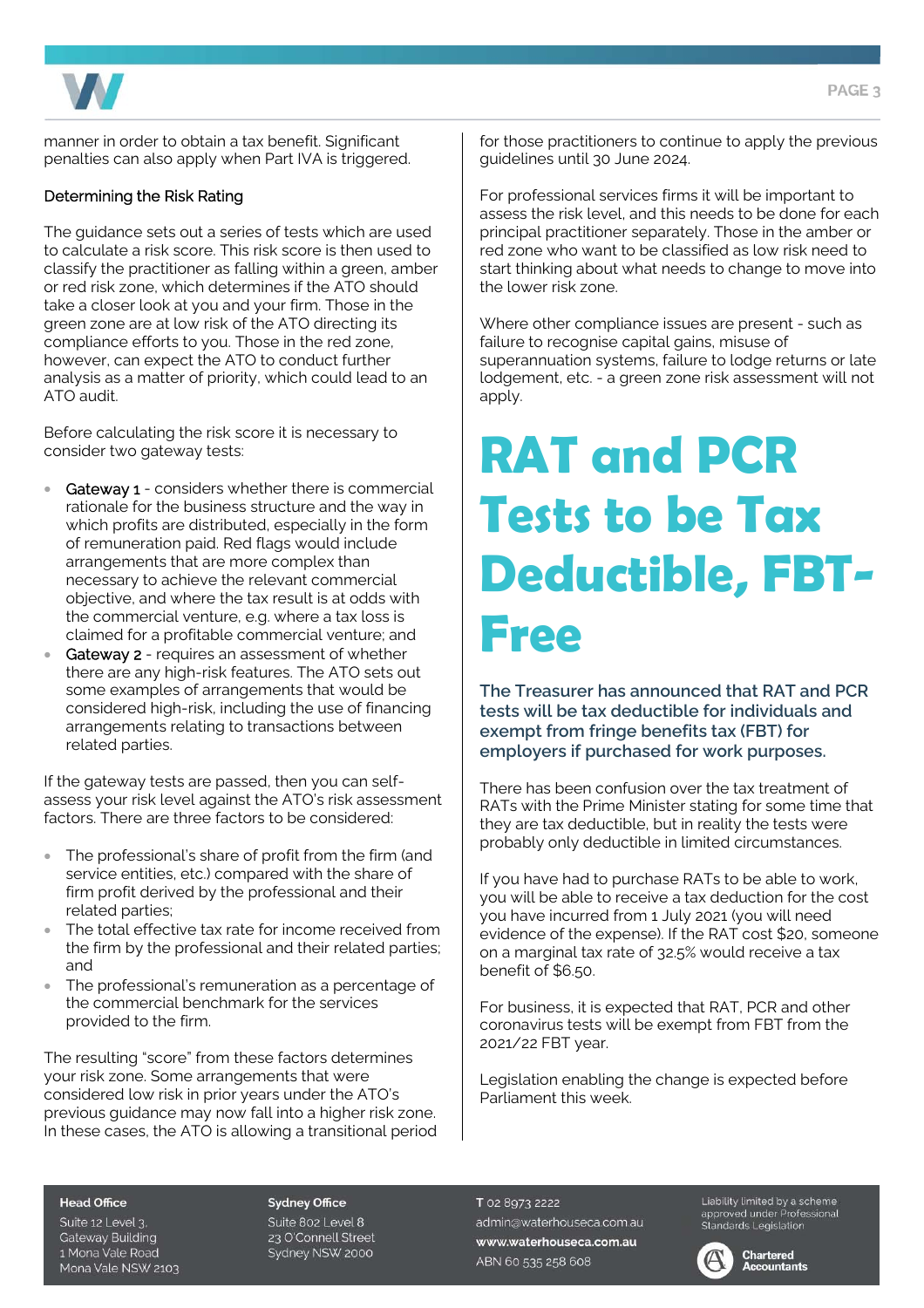manner in order to obtain a tax benefit. Significant penalties can also apply when Part IVA is triggered.

### Determining the Risk Rating

The guidance sets out a series of tests which are used to calculate a risk score. This risk score is then used to classify the practitioner as falling within a green, amber or red risk zone, which determines if the ATO should take a closer look at you and your firm. Those in the green zone are at low risk of the ATO directing its compliance efforts to you. Those in the red zone, however, can expect the ATO to conduct further analysis as a matter of priority, which could lead to an ATO audit.

Before calculating the risk score it is necessary to consider two gateway tests:

- Gateway 1 - considers whether there is commercial rationale for the business structure and the way in which profits are distributed, especially in the form of remuneration paid. Red flags would include arrangements that are more complex than necessary to achieve the relevant commercial objective, and where the tax result is at odds with the commercial venture, e.g. where a tax loss is claimed for a profitable commercial venture; and
- Gateway 2 - requires an assessment of whether there are any high-risk features. The ATO sets out some examples of arrangements that would be considered high-risk, including the use of financing arrangements relating to transactions between related parties.

If the gateway tests are passed, then you can self-assess your risk level against the ATO's risk assessment factors. There are three factors to be considered:

- The professional's share of profit from the firm (and service entities, etc.) compared with the share of firm profit derived by the professional and their related parties;
- The total effective tax rate for income received from the firm by the professional and their related parties; and
- The professional's remuneration as a percentage of the commercial benchmark for the services provided to the firm.

The resulting "score" from these factors determines your risk zone. Some arrangements that were considered low risk in prior years under the ATO's previous guidance may now fall into a higher risk zone. In these cases, the ATO is allowing a transitional period for those practitioners to continue to apply the previous guidelines until 30 June 2024.

For professional services firms it will be important to assess the risk level, and this needs to be done for each principal practitioner separately. Those in the amber or red zone who want to be classified as low risk need to start thinking about what needs to change to move into the lower risk zone.

Where other compliance issues are present - such as failure to recognise capital gains, misuse of superannuation systems, failure to lodge returns or late lodgement, etc. - a green zone risk assessment will not apply.

# RAT and PCR Tests to be Tax Deductible, FBT-Free

**The Treasurer has announced that RAT and PCR tests will be tax deductible for individuals and exempt from fringe benefits tax (FBT) for employers if purchased for work purposes.**

There has been confusion over the tax treatment of RATs with the Prime Minister stating for some time that they are tax deductible, but in reality the tests were probably only deductible in limited circumstances.

If you have had to purchase RATs to be able to work, you will be able to receive a tax deduction for the cost you have incurred from 1 July 2021 (you will need evidence of the expense). If the RAT cost $20, someone on a marginal tax rate of 32.5% would receive a tax benefit of $6.50.

For business, it is expected that RAT, PCR and other coronavirus tests will be exempt from FBT from the 2021/22 FBT year.

Legislation enabling the change is expected before Parliament this week.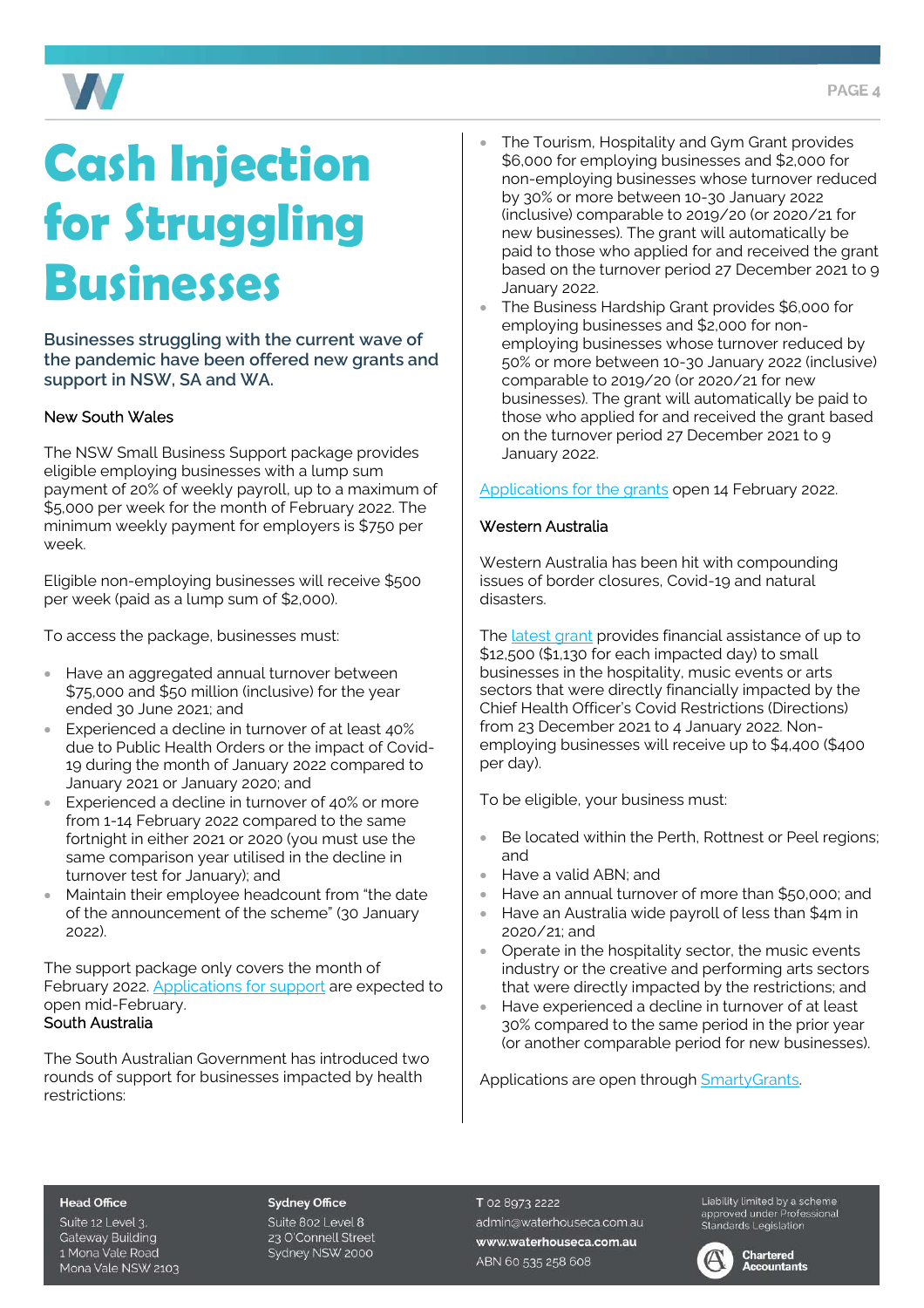# Cash Injection for Struggling Businesses

**Businesses struggling with the current wave of the pandemic have been offered new grants and support in NSW, SA and WA.**

## New South Wales

The NSW Small Business Support package provides eligible employing businesses with a lump sum payment of 20% of weekly payroll, up to a maximum of $5,000 per week for the month of February 2022. The minimum weekly payment for employers is $750 per week.

Eligible non-employing businesses will receive $500 per week (paid as a lump sum of $2,000).

To access the package, businesses must:

- Have an aggregated annual turnover between $75,000 and $50 million (inclusive) for the year ended 30 June 2021; and
- Experienced a decline in turnover of at least 40% due to Public Health Orders or the impact of Covid-19 during the month of January 2022 compared to January 2021 or January 2020; and
- Experienced a decline in turnover of 40% or more from 1-14 February 2022 compared to the same fortnight in either 2021 or 2020 (you must use the same comparison year utilised in the decline in turnover test for January); and
- Maintain their employee headcount from "the date of the announcement of the scheme" (30 January 2022).

The support package only covers the month of February 2022. Applications for support are expected to open mid-February.

## South Australia

The South Australian Government has introduced two rounds of support for businesses impacted by health restrictions:

- The Tourism, Hospitality and Gym Grant provides $6,000 for employing businesses and $2,000 for non-employing businesses whose turnover reduced by 30% or more between 10-30 January 2022 (inclusive) comparable to 2019/20 (or 2020/21 for new businesses). The grant will automatically be paid to those who applied for and received the grant based on the turnover period 27 December 2021 to 9 January 2022.
- The Business Hardship Grant provides $6,000 for employing businesses and $2,000 for non-employing businesses whose turnover reduced by 50% or more between 10-30 January 2022 (inclusive) comparable to 2019/20 (or 2020/21 for new businesses). The grant will automatically be paid to those who applied for and received the grant based on the turnover period 27 December 2021 to 9 January 2022.

Applications for the grants open 14 February 2022.

## Western Australia

Western Australia has been hit with compounding issues of border closures, Covid-19 and natural disasters.

The latest grant provides financial assistance of up to $12,500 ($1,130 for each impacted day) to small businesses in the hospitality, music events or arts sectors that were directly financially impacted by the Chief Health Officer's Covid Restrictions (Directions) from 23 December 2021 to 4 January 2022. Non-employing businesses will receive up to $4,400 ($400 per day).

To be eligible, your business must:

- Be located within the Perth, Rottnest or Peel regions; and
- Have a valid ABN; and
- Have an annual turnover of more than $50,000; and
- Have an Australia wide payroll of less than $4m in 2020/21; and
- Operate in the hospitality sector, the music events industry or the creative and performing arts sectors that were directly impacted by the restrictions; and
- Have experienced a decline in turnover of at least 30% compared to the same period in the prior year (or another comparable period for new businesses).

Applications are open through SmartyGrants.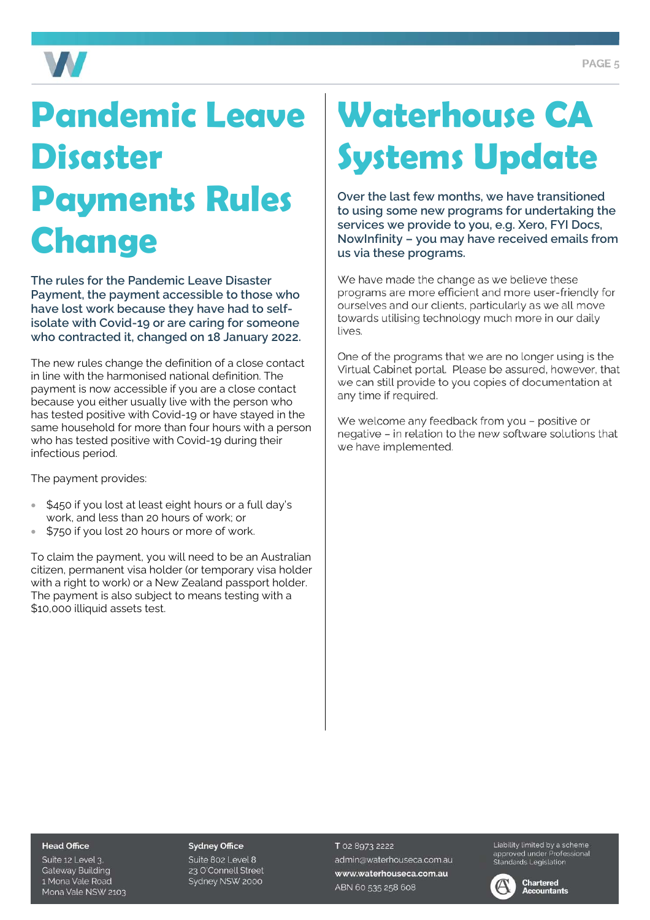# Pandemic Leave Disaster Payments Rules Change

**The rules for the Pandemic Leave Disaster Payment, the payment accessible to those who have lost work because they have had to self-isolate with Covid-19 or are caring for someone who contracted it, changed on 18 January 2022.**

The new rules change the definition of a close contact in line with the harmonised national definition. The payment is now accessible if you are a close contact because you either usually live with the person who has tested positive with Covid-19 or have stayed in the same household for more than four hours with a person who has tested positive with Covid-19 during their infectious period.

The payment provides:

- $450 if you lost at least eight hours or a full day's work, and less than 20 hours of work; or
- $750 if you lost 20 hours or more of work.

To claim the payment, you will need to be an Australian citizen, permanent visa holder (or temporary visa holder with a right to work) or a New Zealand passport holder. The payment is also subject to means testing with a $10,000 illiquid assets test.

# Waterhouse CA Systems Update

**Over the last few months, we have transitioned to using some new programs for undertaking the services we provide to you, e.g. Xero, FYI Docs, NowInfinity – you may have received emails from us via these programs.**

We have made the change as we believe these programs are more efficient and more user-friendly for ourselves and our clients, particularly as we all move towards utilising technology much more in our daily lives.

One of the programs that we are no longer using is the Virtual Cabinet portal. Please be assured, however, that we can still provide to you copies of documentation at any time if required.

We welcome any feedback from you – positive or negative – in relation to the new software solutions that we have implemented.

**Head Office**
Suite 12 Level 3,
Gateway Building
1 Mona Vale Road
Mona Vale NSW 2103

**Sydney Office**
Suite 802 Level 8
23 O'Connell Street
Sydney NSW 2000

**T** 02 8973 2222
admin@waterhouseca.com.au
**www.waterhouseca.com.au**
ABN 60 535 258 608

Liability limited by a scheme approved under Professional Standards Legislation

**Chartered Accountants**